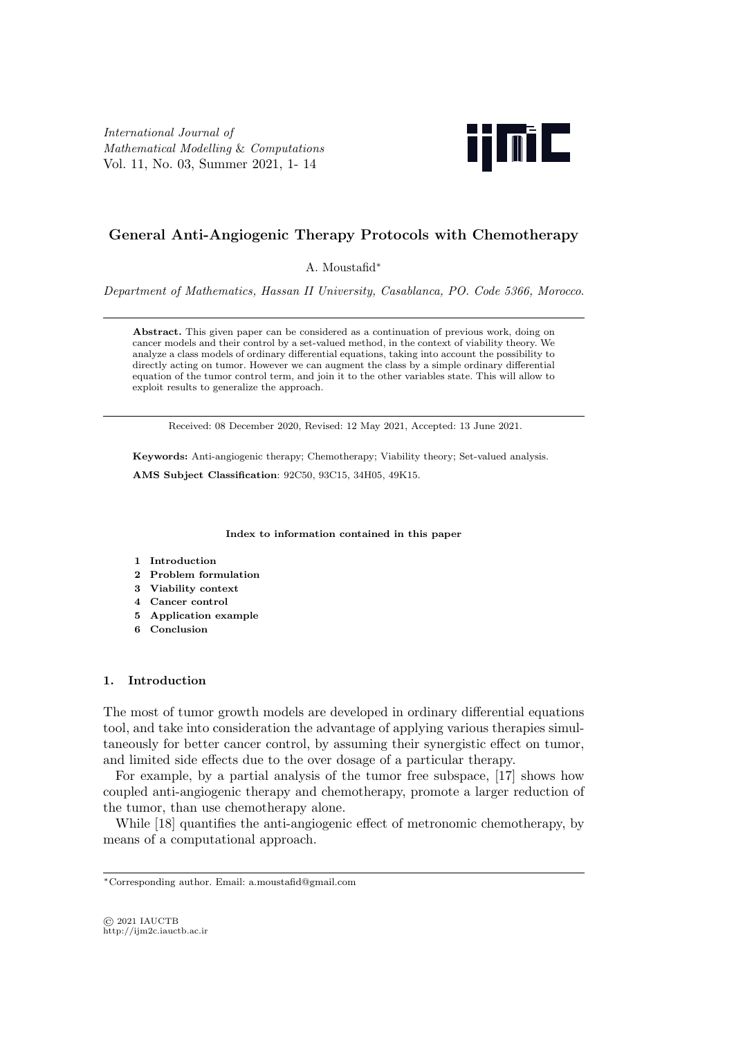# General Anti-Angiogenic Therapy Protocols with Chemotherapy

A. Moustafid*

*Department of Mathematics, Hassan II University, Casablanca, PO. Code 5366, Morocco.*

---

**Abstract.** This given paper can be considered as a continuation of previous work, doing on cancer models and their control by a set-valued method, in the context of viability theory. We analyze a class models of ordinary differential equations, taking into account the possibility to directly acting on tumor. However we can augment the class by a simple ordinary differential equation of the tumor control term, and join it to the other variables state. This will allow to exploit results to generalize the approach.

---

Received: 08 December 2020, Revised: 12 May 2021, Accepted: 13 June 2021.

**Keywords:** Anti-angiogenic therapy; Chemotherapy; Viability theory; Set-valued analysis.

**AMS Subject Classification**: 92C50, 93C15, 34H05, 49K15.

**Index to information contained in this paper**

1. **Introduction**
2. **Problem formulation**
3. **Viability context**
4. **Cancer control**
5. **Application example**
6. **Conclusion**

## 1. Introduction

The most of tumor growth models are developed in ordinary differential equations tool, and take into consideration the advantage of applying various therapies simultaneously for better cancer control, by assuming their synergistic effect on tumor, and limited side effects due to the over dosage of a particular therapy.

For example, by a partial analysis of the tumor free subspace, [17] shows how coupled anti-angiogenic therapy and chemotherapy, promote a larger reduction of the tumor, than use chemotherapy alone.

While [18] quantifies the anti-angiogenic effect of metronomic chemotherapy, by means of a computational approach.

---

*Corresponding author. Email: a.moustafid@gmail.com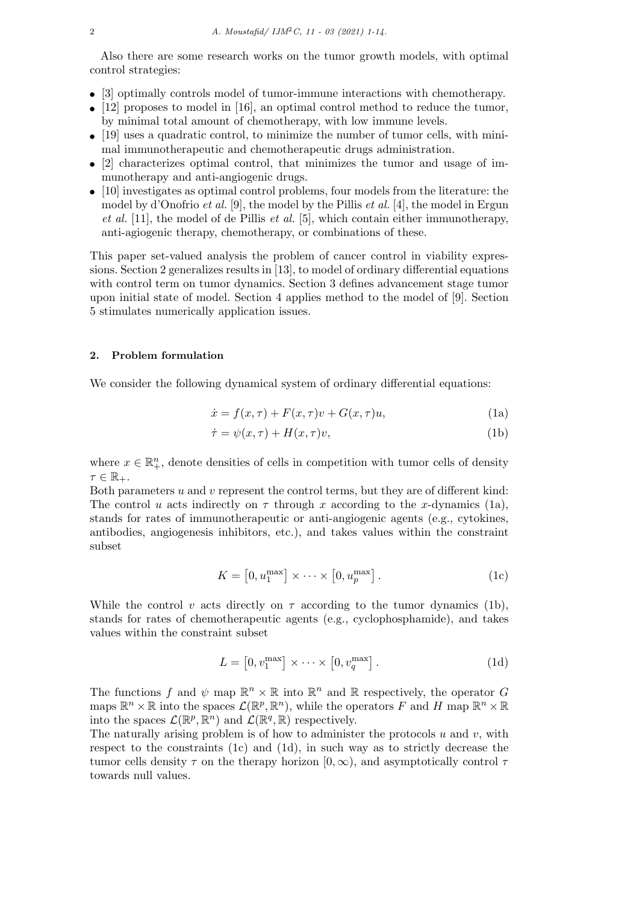Also there are some research works on the tumor growth models, with optimal control strategies:

- [3] optimally controls model of tumor-immune interactions with chemotherapy.
- [12] proposes to model in [16], an optimal control method to reduce the tumor, by minimal total amount of chemotherapy, with low immune levels.
- [19] uses a quadratic control, to minimize the number of tumor cells, with minimal immunotherapeutic and chemotherapeutic drugs administration.
- [2] characterizes optimal control, that minimizes the tumor and usage of immunotherapy and anti-angiogenic drugs.
- [10] investigates as optimal control problems, four models from the literature: the model by d'Onofrio *et al.* [9], the model by the Pillis *et al.* [4], the model in Ergun *et al.* [11], the model of de Pillis *et al.* [5], which contain either immunotherapy, anti-agiogenic therapy, chemotherapy, or combinations of these.

This paper set-valued analysis the problem of cancer control in viability expressions. Section 2 generalizes results in [13], to model of ordinary differential equations with control term on tumor dynamics. Section 3 defines advancement stage tumor upon initial state of model. Section 4 applies method to the model of [9]. Section 5 stimulates numerically application issues.

## 2. Problem formulation

We consider the following dynamical system of ordinary differential equations:

$$\dot{x} = f(x,\tau) + F(x,\tau)v + G(x,\tau)u, \tag{1a}$$

$$\dot{\tau} = \psi(x,\tau) + H(x,\tau)v, \tag{1b}$$

where $x \in \mathbb{R}^n_+$, denote densities of cells in competition with tumor cells of density $\tau \in \mathbb{R}_+$.

Both parameters $u$ and $v$ represent the control terms, but they are of different kind: The control $u$ acts indirectly on $\tau$ through $x$ according to the $x$-dynamics (1a), stands for rates of immunotherapeutic or anti-angiogenic agents (e.g., cytokines, antibodies, angiogenesis inhibitors, etc.), and takes values within the constraint subset

$$K = \left[0, u_1^{\max}\right] \times \cdots \times \left[0, u_p^{\max}\right]. \tag{1c}$$

While the control $v$ acts directly on $\tau$ according to the tumor dynamics (1b), stands for rates of chemotherapeutic agents (e.g., cyclophosphamide), and takes values within the constraint subset

$$L = \left[0, v_1^{\max}\right] \times \cdots \times \left[0, v_q^{\max}\right]. \tag{1d}$$

The functions $f$ and $\psi$ map $\mathbb{R}^n \times \mathbb{R}$ into $\mathbb{R}^n$ and $\mathbb{R}$ respectively, the operator $G$ maps $\mathbb{R}^n \times \mathbb{R}$ into the spaces $\mathcal{L}(\mathbb{R}^p, \mathbb{R}^n)$, while the operators $F$ and $H$ map $\mathbb{R}^n \times \mathbb{R}$ into the spaces $\mathcal{L}(\mathbb{R}^p, \mathbb{R}^n)$ and $\mathcal{L}(\mathbb{R}^q, \mathbb{R})$ respectively.

The naturally arising problem is of how to administer the protocols $u$ and $v$, with respect to the constraints (1c) and (1d), in such way as to strictly decrease the tumor cells density $\tau$ on the therapy horizon $[0, \infty)$, and asymptotically control $\tau$ towards null values.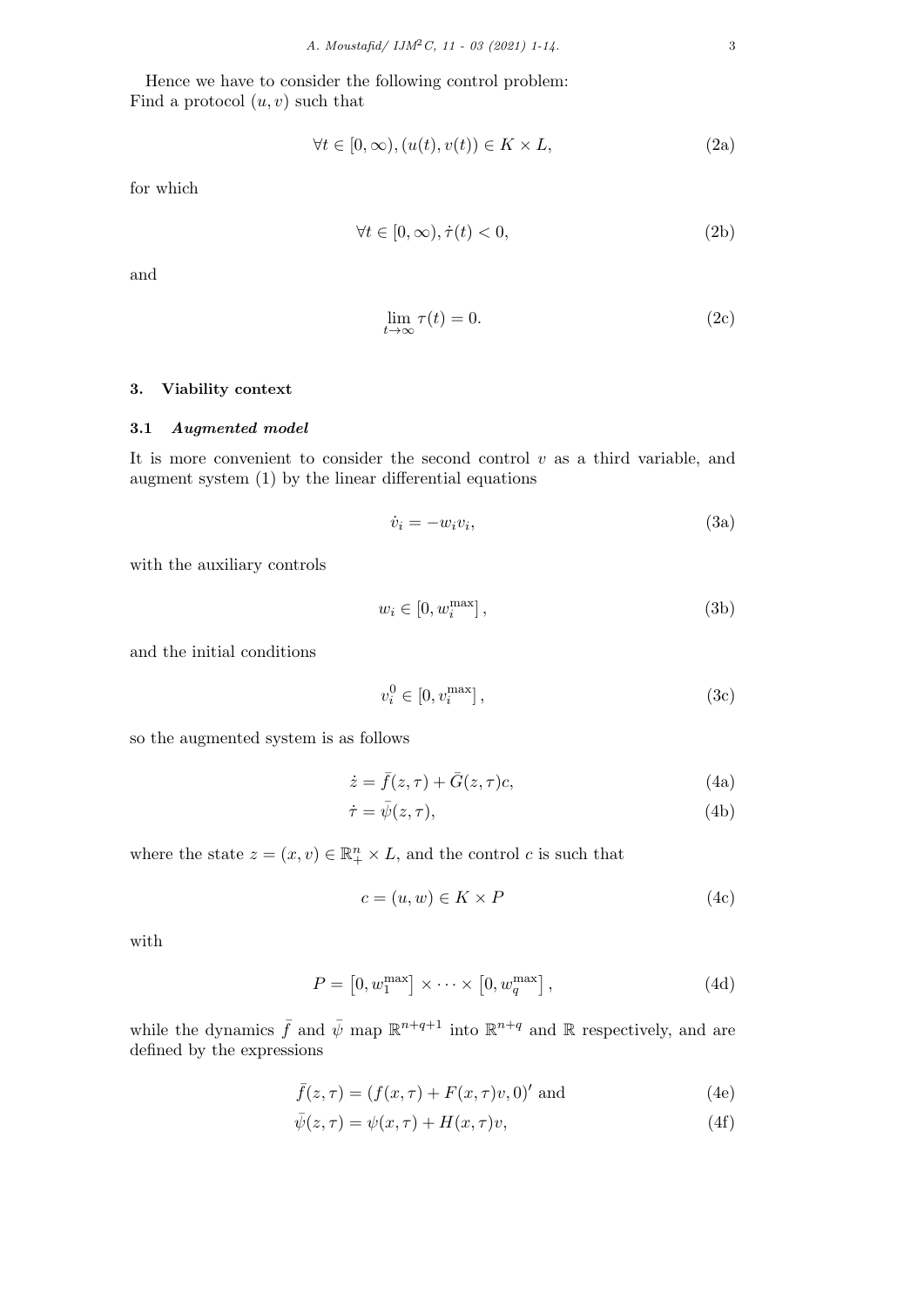Hence we have to consider the following control problem:
Find a protocol $(u, v)$ such that

$$\forall t \in [0, \infty), (u(t), v(t)) \in K \times L, \tag{2a}$$

for which

$$\forall t \in [0, \infty), \dot{\tau}(t) < 0, \tag{2b}$$

and

$$\lim_{t \to \infty} \tau(t) = 0. \tag{2c}$$

## 3. Viability context

### 3.1 *Augmented model*

It is more convenient to consider the second control $v$ as a third variable, and augment system (1) by the linear differential equations

$$\dot{v}_i = -w_i v_i, \tag{3a}$$

with the auxiliary controls

$$w_i \in [0, w_i^{\max}], \tag{3b}$$

and the initial conditions

$$v_i^0 \in [0, v_i^{\max}], \tag{3c}$$

so the augmented system is as follows

$$\dot{z} = \bar{f}(z, \tau) + \bar{G}(z, \tau)c, \tag{4a}$$

$$\dot{\tau} = \bar{\psi}(z, \tau), \tag{4b}$$

where the state $z = (x, v) \in \mathbb{R}_+^n \times L$, and the control $c$ is such that

$$c = (u, w) \in K \times P \tag{4c}$$

with

$$P = \left[0, w_1^{\max}\right] \times \cdots \times \left[0, w_q^{\max}\right], \tag{4d}$$

while the dynamics $\bar{f}$ and $\bar{\psi}$ map $\mathbb{R}^{n+q+1}$ into $\mathbb{R}^{n+q}$ and $\mathbb{R}$ respectively, and are defined by the expressions

$$\bar{f}(z, \tau) = (f(x, \tau) + F(x, \tau)v, 0)' \text{ and} \tag{4e}$$

$$\bar{\psi}(z, \tau) = \psi(x, \tau) + H(x, \tau)v, \tag{4f}$$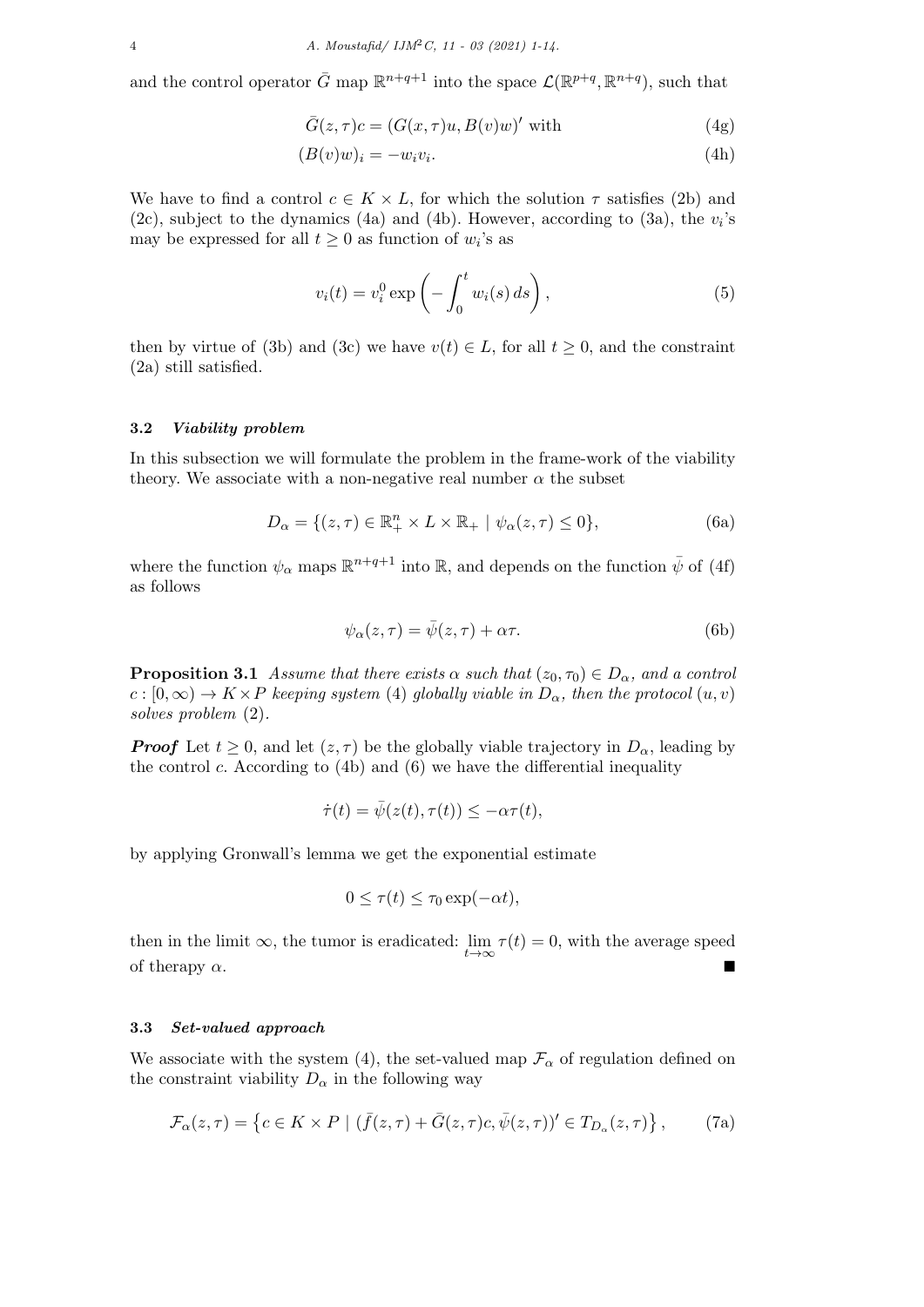and the control operator $\bar{G}$ map $\mathbb{R}^{n+q+1}$ into the space $\mathcal{L}(\mathbb{R}^{p+q}, \mathbb{R}^{n+q})$, such that

$$\bar{G}(z,\tau)c = (G(x,\tau)u, B(v)w)' \text{ with} \tag{4g}$$

$$(B(v)w)_i = -w_i v_i. \tag{4h}$$

We have to find a control $c \in K \times L$, for which the solution $\tau$ satisfies (2b) and (2c), subject to the dynamics (4a) and (4b). However, according to (3a), the $v_i$'s may be expressed for all $t \geq 0$ as function of $w_i$'s as

$$v_i(t) = v_i^0 \exp\left(-\int_0^t w_i(s)\, ds\right), \tag{5}$$

then by virtue of (3b) and (3c) we have $v(t) \in L$, for all $t \geq 0$, and the constraint (2a) still satisfied.

### 3.2 *Viability problem*

In this subsection we will formulate the problem in the frame-work of the viability theory. We associate with a non-negative real number $\alpha$ the subset

$$D_\alpha = \{(z,\tau) \in \mathbb{R}_+^n \times L \times \mathbb{R}_+ \mid \psi_\alpha(z,\tau) \leq 0\}, \tag{6a}$$

where the function $\psi_\alpha$ maps $\mathbb{R}^{n+q+1}$ into $\mathbb{R}$, and depends on the function $\bar{\psi}$ of (4f) as follows

$$\psi_\alpha(z,\tau) = \bar{\psi}(z,\tau) + \alpha\tau. \tag{6b}$$

**Proposition 3.1** *Assume that there exists $\alpha$ such that $(z_0, \tau_0) \in D_\alpha$, and a control $c : [0,\infty) \to K \times P$ keeping system (4) globally viable in $D_\alpha$, then the protocol $(u, v)$ solves problem (2).*

***Proof*** Let $t \geq 0$, and let $(z, \tau)$ be the globally viable trajectory in $D_\alpha$, leading by the control $c$. According to (4b) and (6) we have the differential inequality

$$\dot{\tau}(t) = \bar{\psi}(z(t), \tau(t)) \leq -\alpha\tau(t),$$

by applying Gronwall's lemma we get the exponential estimate

$$0 \leq \tau(t) \leq \tau_0 \exp(-\alpha t),$$

then in the limit $\infty$, the tumor is eradicated: $\lim_{t\to\infty} \tau(t) = 0$, with the average speed of therapy $\alpha$. ∎

### 3.3 *Set-valued approach*

We associate with the system (4), the set-valued map $\mathcal{F}_\alpha$ of regulation defined on the constraint viability $D_\alpha$ in the following way

$$\mathcal{F}_\alpha(z,\tau) = \left\{c \in K \times P \mid (\bar{f}(z,\tau) + \bar{G}(z,\tau)c, \bar{\psi}(z,\tau))' \in T_{D_\alpha}(z,\tau)\right\}, \tag{7a}$$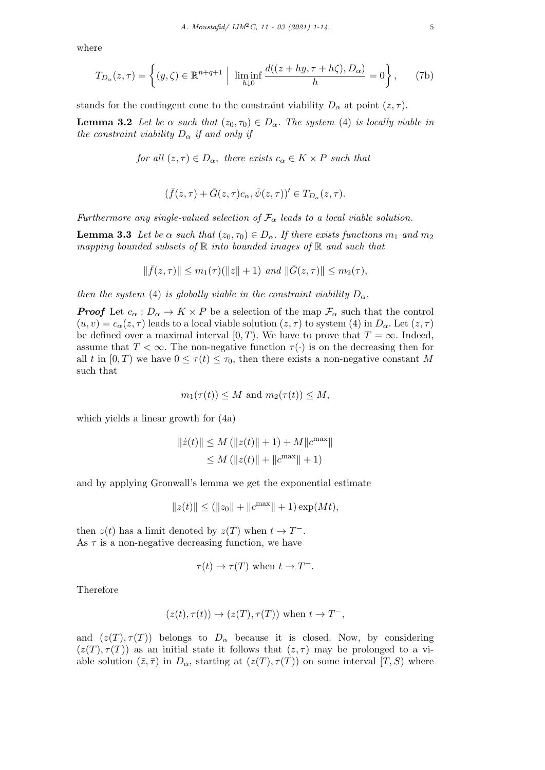where

$$T_{D_\alpha}(z,\tau) = \left\{ (y,\zeta) \in \mathbb{R}^{n+q+1} \;\middle|\; \liminf_{h \downarrow 0} \frac{d((z+hy, \tau + h\zeta), D_\alpha)}{h} = 0 \right\}, \tag{7b}$$

stands for the contingent cone to the constraint viability $D_\alpha$ at point $(z, \tau)$.

**Lemma 3.2** *Let be $\alpha$ such that $(z_0, \tau_0) \in D_\alpha$. The system (4) is locally viable in the constraint viability $D_\alpha$ if and only if*

$$\textit{for all } (z,\tau) \in D_\alpha, \textit{ there exists } c_\alpha \in K \times P \textit{ such that}$$

$$(\bar{f}(z,\tau) + \bar{G}(z,\tau)c_\alpha, \bar{\psi}(z,\tau))' \in T_{D_\alpha}(z,\tau).$$

*Furthermore any single-valued selection of $\mathcal{F}_\alpha$ leads to a local viable solution.*

**Lemma 3.3** *Let be $\alpha$ such that $(z_0, \tau_0) \in D_\alpha$. If there exists functions $m_1$ and $m_2$ mapping bounded subsets of $\mathbb{R}$ into bounded images of $\mathbb{R}$ and such that*

$$\|\bar{f}(z,\tau)\| \leq m_1(\tau)(\|z\| + 1) \textit{ and } \|\bar{G}(z,\tau)\| \leq m_2(\tau),$$

*then the system (4) is globally viable in the constraint viability $D_\alpha$.*

***Proof*** Let $c_\alpha : D_\alpha \to K \times P$ be a selection of the map $\mathcal{F}_\alpha$ such that the control $(u, v) = c_\alpha(z, \tau)$ leads to a local viable solution $(z, \tau)$ to system (4) in $D_\alpha$. Let $(z, \tau)$ be defined over a maximal interval $[0, T)$. We have to prove that $T = \infty$. Indeed, assume that $T < \infty$. The non-negative function $\tau(\cdot)$ is on the decreasing then for all $t$ in $[0, T)$ we have $0 \leq \tau(t) \leq \tau_0$, then there exists a non-negative constant $M$ such that

$$m_1(\tau(t)) \leq M \text{ and } m_2(\tau(t)) \leq M,$$

which yields a linear growth for (4a)

$$\begin{aligned} \|\dot{z}(t)\| &\leq M\left(\|z(t)\| + 1\right) + M\|c^{\max}\| \\ &\leq M\left(\|z(t)\| + \|c^{\max}\| + 1\right) \end{aligned}$$

and by applying Gronwall's lemma we get the exponential estimate

$$\|z(t)\| \leq (\|z_0\| + \|c^{\max}\| + 1)\exp(Mt),$$

then $z(t)$ has a limit denoted by $z(T)$ when $t \to T^-$.
As $\tau$ is a non-negative decreasing function, we have

$$\tau(t) \to \tau(T) \text{ when } t \to T^-.$$

Therefore

$$(z(t), \tau(t)) \to (z(T), \tau(T)) \text{ when } t \to T^-,$$

and $(z(T), \tau(T))$ belongs to $D_\alpha$ because it is closed. Now, by considering $(z(T), \tau(T))$ as an initial state it follows that $(z, \tau)$ may be prolonged to a viable solution $(\bar{z}, \bar{\tau})$ in $D_\alpha$, starting at $(z(T), \tau(T))$ on some interval $[T, S)$ where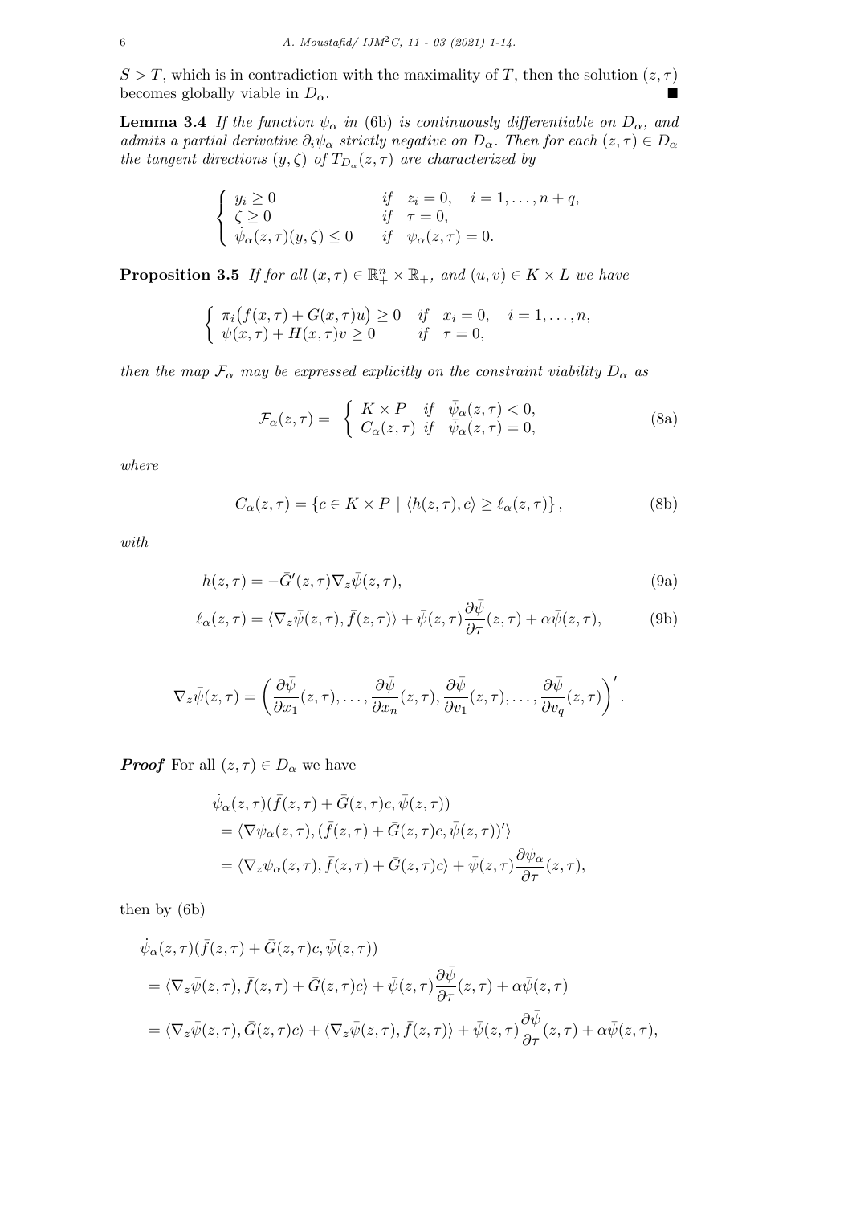$S > T$, which is in contradiction with the maximality of $T$, then the solution $(z, \tau)$ becomes globally viable in $D_\alpha$. ■

**Lemma 3.4** *If the function $\psi_\alpha$ in* (6b) *is continuously differentiable on $D_\alpha$, and admits a partial derivative $\partial_i \psi_\alpha$ strictly negative on $D_\alpha$. Then for each $(z, \tau) \in D_\alpha$ the tangent directions $(y, \zeta)$ of $T_{D_\alpha}(z, \tau)$ are characterized by*

$$
\begin{cases}
y_i \geq 0 & \text{if} \quad z_i = 0, \quad i = 1, \ldots, n+q, \\
\zeta \geq 0 & \text{if} \quad \tau = 0, \\
\dot{\psi}_\alpha(z, \tau)(y, \zeta) \leq 0 & \text{if} \quad \psi_\alpha(z, \tau) = 0.
\end{cases}
$$

**Proposition 3.5** *If for all $(x, \tau) \in \mathbb{R}^n_+ \times \mathbb{R}_+$, and $(u, v) \in K \times L$ we have*

$$
\begin{cases}
\pi_i\big(f(x, \tau) + G(x, \tau)u\big) \geq 0 & \text{if} \quad x_i = 0, \quad i = 1, \ldots, n, \\
\psi(x, \tau) + H(x, \tau)v \geq 0 & \text{if} \quad \tau = 0,
\end{cases}
$$

*then the map $\mathcal{F}_\alpha$ may be expressed explicitly on the constraint viability $D_\alpha$ as*

$$
\mathcal{F}_\alpha(z, \tau) = \begin{cases} K \times P & \text{if} \quad \bar{\psi}_\alpha(z, \tau) < 0, \\ C_\alpha(z, \tau) & \text{if} \quad \bar{\psi}_\alpha(z, \tau) = 0, \end{cases} \tag{8a}
$$

*where*

$$
C_\alpha(z, \tau) = \{ c \in K \times P \mid \langle h(z, \tau), c \rangle \geq \ell_\alpha(z, \tau) \}, \tag{8b}
$$

*with*

$$
h(z, \tau) = -\bar{G}'(z, \tau) \nabla_z \bar{\psi}(z, \tau), \tag{9a}
$$

$$
\ell_\alpha(z, \tau) = \langle \nabla_z \bar{\psi}(z, \tau), \bar{f}(z, \tau) \rangle + \bar{\psi}(z, \tau) \frac{\partial \bar{\psi}}{\partial \tau}(z, \tau) + \alpha \bar{\psi}(z, \tau), \tag{9b}
$$

$$
\nabla_z \bar{\psi}(z, \tau) = \left( \frac{\partial \bar{\psi}}{\partial x_1}(z, \tau), \ldots, \frac{\partial \bar{\psi}}{\partial x_n}(z, \tau), \frac{\partial \bar{\psi}}{\partial v_1}(z, \tau), \ldots, \frac{\partial \bar{\psi}}{\partial v_q}(z, \tau) \right)'.
$$

***Proof*** For all $(z, \tau) \in D_\alpha$ we have

$$
\begin{aligned}
&\dot{\psi}_\alpha(z, \tau)(\bar{f}(z, \tau) + \bar{G}(z, \tau)c, \bar{\psi}(z, \tau)) \\
&= \langle \nabla \psi_\alpha(z, \tau), (\bar{f}(z, \tau) + \bar{G}(z, \tau)c, \bar{\psi}(z, \tau))' \rangle \\
&= \langle \nabla_z \psi_\alpha(z, \tau), \bar{f}(z, \tau) + \bar{G}(z, \tau)c \rangle + \bar{\psi}(z, \tau) \frac{\partial \psi_\alpha}{\partial \tau}(z, \tau),
\end{aligned}
$$

then by (6b)

$$
\begin{aligned}
&\dot{\psi}_\alpha(z, \tau)(\bar{f}(z, \tau) + \bar{G}(z, \tau)c, \bar{\psi}(z, \tau)) \\
&= \langle \nabla_z \bar{\psi}(z, \tau), \bar{f}(z, \tau) + \bar{G}(z, \tau)c \rangle + \bar{\psi}(z, \tau) \frac{\partial \bar{\psi}}{\partial \tau}(z, \tau) + \alpha \bar{\psi}(z, \tau) \\
&= \langle \nabla_z \bar{\psi}(z, \tau), \bar{G}(z, \tau)c \rangle + \langle \nabla_z \bar{\psi}(z, \tau), \bar{f}(z, \tau) \rangle + \bar{\psi}(z, \tau) \frac{\partial \bar{\psi}}{\partial \tau}(z, \tau) + \alpha \bar{\psi}(z, \tau),
\end{aligned}
$$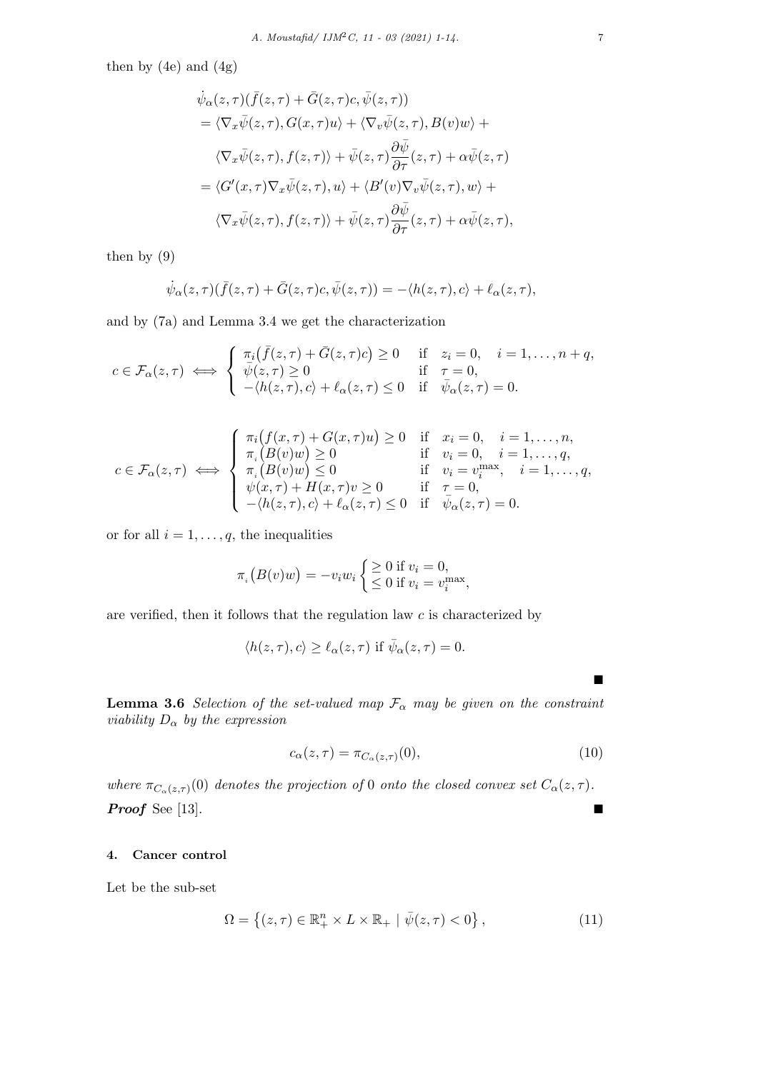then by (4e) and (4g)

$$
\begin{aligned}
&\dot{\bar{\psi}}_\alpha(z,\tau)(\bar{f}(z,\tau)+\bar{G}(z,\tau)c,\bar{\psi}(z,\tau)) \\
&= \langle \nabla_x \bar{\psi}(z,\tau), G(x,\tau)u\rangle + \langle \nabla_v \bar{\psi}(z,\tau), B(v)w\rangle + \\
&\quad \langle \nabla_x \bar{\psi}(z,\tau), f(z,\tau)\rangle + \bar{\psi}(z,\tau)\frac{\partial \bar{\psi}}{\partial \tau}(z,\tau) + \alpha\bar{\psi}(z,\tau) \\
&= \langle G'(x,\tau)\nabla_x \bar{\psi}(z,\tau), u\rangle + \langle B'(v)\nabla_v \bar{\psi}(z,\tau), w\rangle + \\
&\quad \langle \nabla_x \bar{\psi}(z,\tau), f(z,\tau)\rangle + \bar{\psi}(z,\tau)\frac{\partial \bar{\psi}}{\partial \tau}(z,\tau) + \alpha\bar{\psi}(z,\tau),
\end{aligned}
$$

then by (9)

$$
\dot{\bar{\psi}}_\alpha(z,\tau)(\bar{f}(z,\tau)+\bar{G}(z,\tau)c,\bar{\psi}(z,\tau)) = -\langle h(z,\tau),c\rangle + \ell_\alpha(z,\tau),
$$

and by (7a) and Lemma 3.4 we get the characterization

$$
c \in \mathcal{F}_\alpha(z,\tau) \iff \begin{cases} \pi_i\big(\bar{f}(z,\tau)+\bar{G}(z,\tau)c\big) \geq 0 & \text{if} \quad z_i = 0, \quad i = 1,\ldots,n+q, \\ \bar{\psi}(z,\tau) \geq 0 & \text{if} \quad \tau = 0, \\ -\langle h(z,\tau),c\rangle + \ell_\alpha(z,\tau) \leq 0 & \text{if} \quad \bar{\psi}_\alpha(z,\tau) = 0. \end{cases}
$$

$$
c \in \mathcal{F}_\alpha(z,\tau) \iff \begin{cases} \pi_i\big(f(x,\tau)+G(x,\tau)u\big) \geq 0 & \text{if} \quad x_i = 0, \quad i = 1,\ldots,n, \\ \pi_i\big(B(v)w\big) \geq 0 & \text{if} \quad v_i = 0, \quad i = 1,\ldots,q, \\ \pi_i\big(B(v)w\big) \leq 0 & \text{if} \quad v_i = v_i^{\max}, \quad i = 1,\ldots,q, \\ \psi(x,\tau) + H(x,\tau)v \geq 0 & \text{if} \quad \tau = 0, \\ -\langle h(z,\tau),c\rangle + \ell_\alpha(z,\tau) \leq 0 & \text{if} \quad \bar{\psi}_\alpha(z,\tau) = 0. \end{cases}
$$

or for all $i = 1,\ldots,q$, the inequalities

$$
\pi_i\big(B(v)w\big) = -v_i w_i \begin{cases} \geq 0 \text{ if } v_i = 0, \\ \leq 0 \text{ if } v_i = v_i^{\max}, \end{cases}
$$

are verified, then it follows that the regulation law $c$ is characterized by

$$
\langle h(z,\tau),c\rangle \geq \ell_\alpha(z,\tau) \text{ if } \bar{\psi}_\alpha(z,\tau) = 0.
$$

■

**Lemma 3.6** *Selection of the set-valued map $\mathcal{F}_\alpha$ may be given on the constraint viability $D_\alpha$ by the expression*

$$
c_\alpha(z,\tau) = \pi_{C_\alpha(z,\tau)}(0), \tag{10}
$$

*where $\pi_{C_\alpha(z,\tau)}(0)$ denotes the projection of 0 onto the closed convex set $C_\alpha(z,\tau)$.*

***Proof*** See [13]. ■

## 4. Cancer control

Let be the sub-set

$$
\Omega = \left\{(z,\tau) \in \mathbb{R}_+^n \times L \times \mathbb{R}_+ \mid \bar{\psi}(z,\tau) < 0\right\}, \tag{11}
$$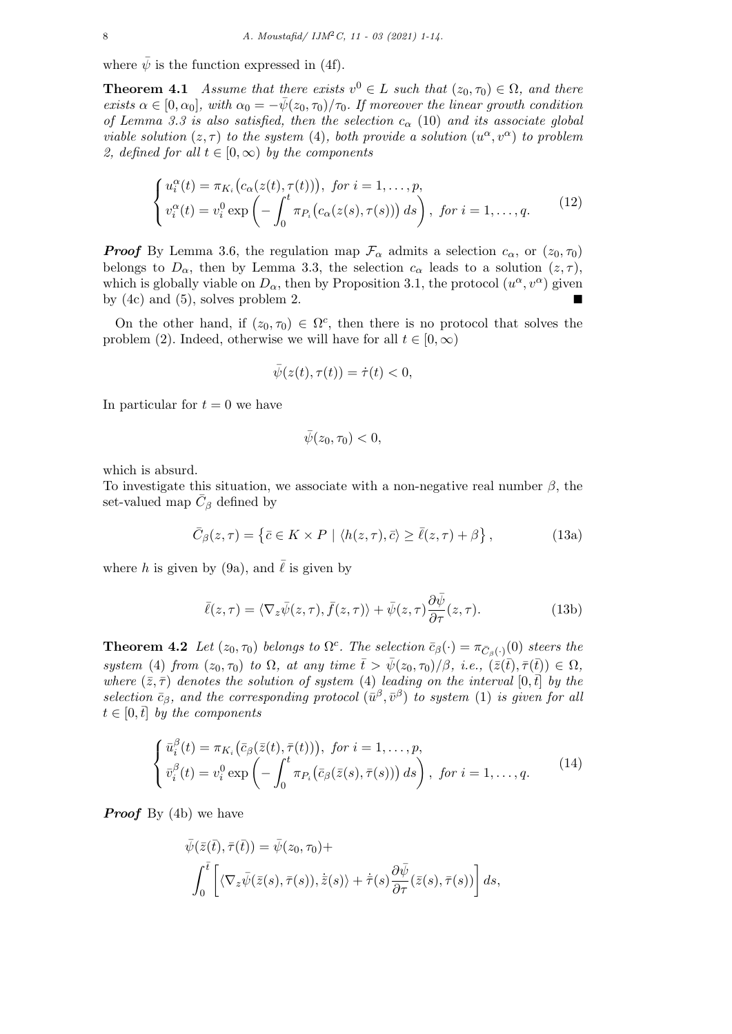where $\bar{\psi}$ is the function expressed in (4f).

**Theorem 4.1** *Assume that there exists $v^0 \in L$ such that $(z_0, \tau_0) \in \Omega$, and there exists $\alpha \in [0, \alpha_0]$, with $\alpha_0 = -\bar{\psi}(z_0, \tau_0)/\tau_0$. If moreover the linear growth condition of Lemma 3.3 is also satisfied, then the selection $c_\alpha$ (10) and its associate global viable solution $(z, \tau)$ to the system (4), both provide a solution $(u^\alpha, v^\alpha)$ to problem 2, defined for all $t \in [0, \infty)$ by the components*

$$
\begin{cases} u_i^\alpha(t) = \pi_{K_i}\big(c_\alpha(z(t), \tau(t))\big), \ \textit{for } i = 1, \ldots, p, \\ v_i^\alpha(t) = v_i^0 \exp\left(-\displaystyle\int_0^t \pi_{P_i}\big(c_\alpha(z(s), \tau(s))\big)\, ds\right), \ \textit{for } i = 1, \ldots, q. \end{cases} \tag{12}
$$

***Proof*** By Lemma 3.6, the regulation map $\mathcal{F}_\alpha$ admits a selection $c_\alpha$, or $(z_0, \tau_0)$ belongs to $D_\alpha$, then by Lemma 3.3, the selection $c_\alpha$ leads to a solution $(z, \tau)$, which is globally viable on $D_\alpha$, then by Proposition 3.1, the protocol $(u^\alpha, v^\alpha)$ given by (4c) and (5), solves problem 2. ■

On the other hand, if $(z_0, \tau_0) \in \Omega^c$, then there is no protocol that solves the problem (2). Indeed, otherwise we will have for all $t \in [0, \infty)$

$$
\bar{\psi}(z(t), \tau(t)) = \dot{\tau}(t) < 0,
$$

In particular for $t = 0$ we have

$$
\bar{\psi}(z_0, \tau_0) < 0,
$$

which is absurd.
To investigate this situation, we associate with a non-negative real number $\beta$, the set-valued map $\bar{C}_\beta$ defined by

$$
\bar{C}_\beta(z, \tau) = \left\{ \bar{c} \in K \times P \mid \langle h(z, \tau), \bar{c} \rangle \geq \bar{\ell}(z, \tau) + \beta \right\}, \tag{13a}
$$

where $h$ is given by (9a), and $\bar{\ell}$ is given by

$$
\bar{\ell}(z, \tau) = \langle \nabla_z \bar{\psi}(z, \tau), \bar{f}(z, \tau) \rangle + \bar{\psi}(z, \tau) \frac{\partial \bar{\psi}}{\partial \tau}(z, \tau). \tag{13b}
$$

**Theorem 4.2** *Let $(z_0, \tau_0)$ belongs to $\Omega^c$. The selection $\bar{c}_\beta(\cdot) = \pi_{\bar{C}_\beta(\cdot)}(0)$ steers the system (4) from $(z_0, \tau_0)$ to $\Omega$, at any time $\bar{t} > \bar{\psi}(z_0, \tau_0)/\beta$, i.e., $(\bar{z}(\bar{t}), \bar{\tau}(\bar{t})) \in \Omega$, where $(\bar{z}, \bar{\tau})$ denotes the solution of system (4) leading on the interval $[0, \bar{t}]$ by the selection $\bar{c}_\beta$, and the corresponding protocol $(\bar{u}^\beta, \bar{v}^\beta)$ to system (1) is given for all $t \in [0, \bar{t}]$ by the components*

$$
\begin{cases} \bar{u}_i^\beta(t) = \pi_{K_i}\big(\bar{c}_\beta(\bar{z}(t), \bar{\tau}(t))\big), \ \textit{for } i = 1, \ldots, p, \\ \bar{v}_i^\beta(t) = v_i^0 \exp\left(-\displaystyle\int_0^t \pi_{P_i}\big(\bar{c}_\beta(\bar{z}(s), \bar{\tau}(s))\big)\, ds\right), \ \textit{for } i = 1, \ldots, q. \end{cases} \tag{14}
$$

***Proof*** By (4b) we have

$$
\bar{\psi}(\bar{z}(\bar{t}), \bar{\tau}(\bar{t})) = \bar{\psi}(z_0, \tau_0) + \int_0^{\bar{t}} \left[ \langle \nabla_z \bar{\psi}(\bar{z}(s), \bar{\tau}(s)), \dot{\bar{z}}(s) \rangle + \dot{\bar{\tau}}(s) \frac{\partial \bar{\psi}}{\partial \tau}(\bar{z}(s), \bar{\tau}(s)) \right] ds,
$$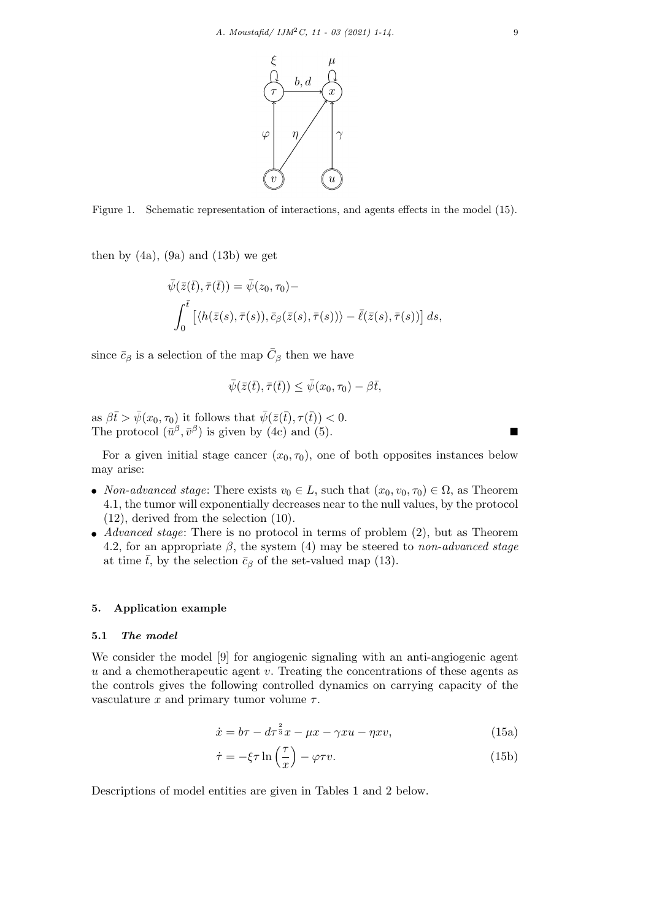Figure 1. Schematic representation of interactions, and agents effects in the model (15).

then by (4a), (9a) and (13b) we get

$$\bar{\psi}(\bar{z}(\bar{t}), \bar{\tau}(\bar{t})) = \bar{\psi}(z_0, \tau_0) - \int_0^{\bar{t}} \left[ \langle h(\bar{z}(s), \bar{\tau}(s)), \bar{c}_\beta(\bar{z}(s), \bar{\tau}(s)) \rangle - \bar{\ell}(\bar{z}(s), \bar{\tau}(s)) \right] ds,$$

since $\bar{c}_\beta$ is a selection of the map $\bar{C}_\beta$ then we have

$$\bar{\psi}(\bar{z}(\bar{t}), \bar{\tau}(\bar{t})) \leq \bar{\psi}(x_0, \tau_0) - \beta \bar{t},$$

as $\beta \bar{t} > \bar{\psi}(x_0, \tau_0)$ it follows that $\bar{\psi}(\bar{z}(\bar{t}), \tau(\bar{t})) < 0$.
The protocol $(\bar{u}^\beta, \bar{v}^\beta)$ is given by (4c) and (5). ∎

For a given initial stage cancer $(x_0, \tau_0)$, one of both opposites instances below may arise:

- *Non-advanced stage*: There exists $v_0 \in L$, such that $(x_0, v_0, \tau_0) \in \Omega$, as Theorem 4.1, the tumor will exponentially decreases near to the null values, by the protocol (12), derived from the selection (10).
- *Advanced stage*: There is no protocol in terms of problem (2), but as Theorem 4.2, for an appropriate $\beta$, the system (4) may be steered to *non-advanced stage* at time $\bar{t}$, by the selection $\bar{c}_\beta$ of the set-valued map (13).

## 5. Application example

### 5.1 *The model*

We consider the model [9] for angiogenic signaling with an anti-angiogenic agent $u$ and a chemotherapeutic agent $v$. Treating the concentrations of these agents as the controls gives the following controlled dynamics on carrying capacity of the vasculature $x$ and primary tumor volume $\tau$.

$$\dot{x} = b\tau - d\tau^{\frac{2}{3}} x - \mu x - \gamma x u - \eta x v, \tag{15a}$$

$$\dot{\tau} = -\xi \tau \ln\left(\frac{\tau}{x}\right) - \varphi \tau v. \tag{15b}$$

Descriptions of model entities are given in Tables 1 and 2 below.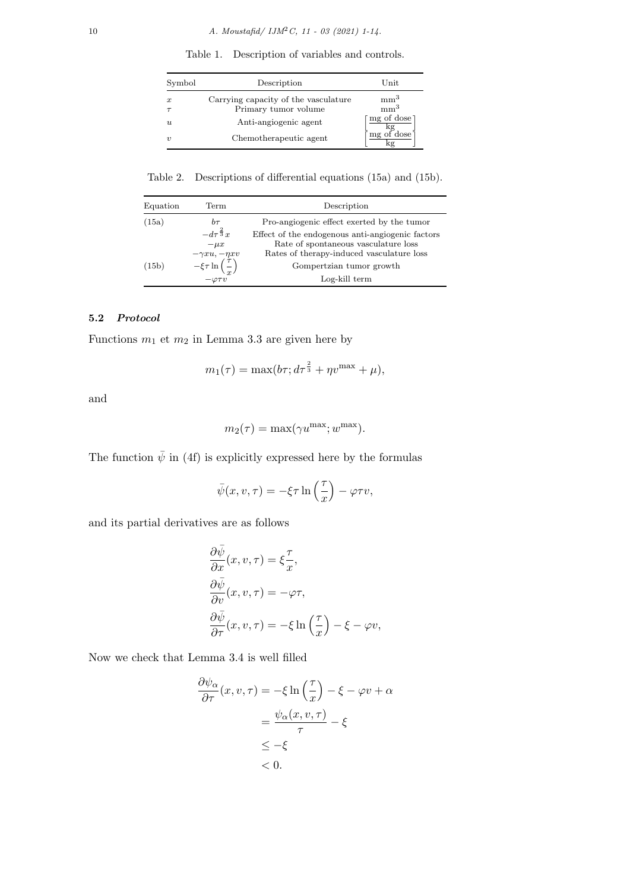Table 1. Description of variables and controls.

| Symbol | Description | Unit |
|---|---|---|
| $x$ | Carrying capacity of the vasculature | $\mathrm{mm}^3$ |
| $\tau$ | Primary tumor volume | $\mathrm{mm}^3$ |
| $u$ | Anti-angiogenic agent | $\left[\dfrac{\text{mg of dose}}{\text{kg}}\right]$ |
| $v$ | Chemotherapeutic agent | $\left[\dfrac{\text{mg of dose}}{\text{kg}}\right]$ |

Table 2. Descriptions of differential equations (15a) and (15b).

| Equation | Term | Description |
|---|---|---|
| (15a) | $b\tau$ | Pro-angiogenic effect exerted by the tumor |
| | $-d\tau^{\frac{2}{3}}x$ | Effect of the endogenous anti-angiogenic factors |
| | $-\mu x$ | Rate of spontaneous vasculature loss |
| | $-\gamma xu, -\eta xv$ | Rates of therapy-induced vasculature loss |
| (15b) | $-\xi\tau\ln\left(\frac{\tau}{x}\right)$ | Gompertzian tumor growth |
| | $-\varphi\tau v$ | Log-kill term |

### 5.2 *Protocol*

Functions $m_1$ et $m_2$ in Lemma 3.3 are given here by

$$m_1(\tau) = \max(b\tau; d\tau^{\frac{2}{3}} + \eta v^{\max} + \mu),$$

and

$$m_2(\tau) = \max(\gamma u^{\max}; w^{\max}).$$

The function $\bar{\psi}$ in (4f) is explicitly expressed here by the formulas

$$\bar{\psi}(x, v, \tau) = -\xi\tau\ln\left(\frac{\tau}{x}\right) - \varphi\tau v,$$

and its partial derivatives are as follows

$$\begin{aligned}
\frac{\partial\bar{\psi}}{\partial x}(x, v, \tau) &= \xi\frac{\tau}{x}, \\
\frac{\partial\bar{\psi}}{\partial v}(x, v, \tau) &= -\varphi\tau, \\
\frac{\partial\bar{\psi}}{\partial \tau}(x, v, \tau) &= -\xi\ln\left(\frac{\tau}{x}\right) - \xi - \varphi v,
\end{aligned}$$

Now we check that Lemma 3.4 is well filled

$$\begin{aligned}
\frac{\partial\psi_\alpha}{\partial\tau}(x, v, \tau) &= -\xi\ln\left(\frac{\tau}{x}\right) - \xi - \varphi v + \alpha \\
&= \frac{\psi_\alpha(x, v, \tau)}{\tau} - \xi \\
&\leq -\xi \\
&< 0.
\end{aligned}$$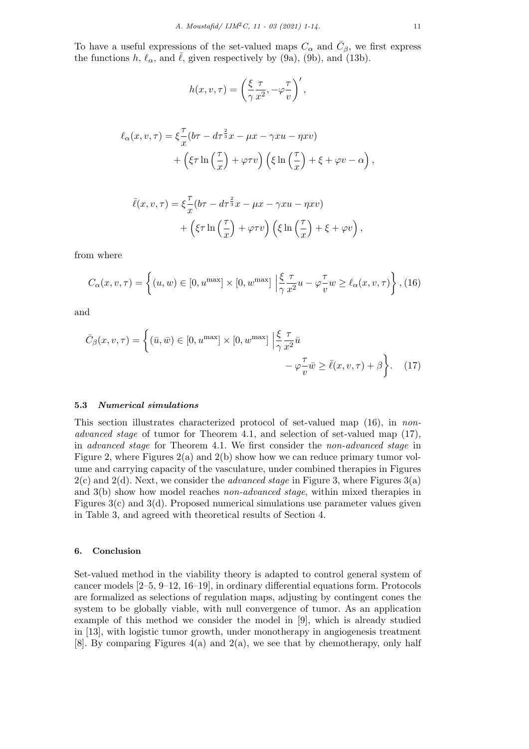To have a useful expressions of the set-valued maps $C_\alpha$ and $\bar{C}_\beta$, we first express the functions $h$, $\ell_\alpha$, and $\bar{\ell}$, given respectively by (9a), (9b), and (13b).

$$
h(x, v, \tau) = \left( \frac{\xi}{\gamma} \frac{\tau}{x^2}, -\varphi \frac{\tau}{v} \right)',
$$

$$
\begin{aligned}
\ell_\alpha(x, v, \tau) &= \xi \frac{\tau}{x}(b\tau - d\tau^{\frac{2}{3}} x - \mu x - \gamma x u - \eta x v) \\
&\quad + \left( \xi \tau \ln \left( \frac{\tau}{x} \right) + \varphi \tau v \right) \left( \xi \ln \left( \frac{\tau}{x} \right) + \xi + \varphi v - \alpha \right),
\end{aligned}
$$

$$
\begin{aligned}
\bar{\ell}(x, v, \tau) &= \xi \frac{\tau}{x}(b\tau - d\tau^{\frac{2}{3}} x - \mu x - \gamma x u - \eta x v) \\
&\quad + \left( \xi \tau \ln \left( \frac{\tau}{x} \right) + \varphi \tau v \right) \left( \xi \ln \left( \frac{\tau}{x} \right) + \xi + \varphi v \right),
\end{aligned}
$$

from where

$$
C_\alpha(x, v, \tau) = \left\{ (u, w) \in [0, u^{\max}] \times [0, w^{\max}] \ \Big| \frac{\xi}{\gamma} \frac{\tau}{x^2} u - \varphi \frac{\tau}{v} w \geq \ell_\alpha(x, v, \tau) \right\}, \tag{16}
$$

and

$$
\bar{C}_\beta(x, v, \tau) = \left\{ (\bar{u}, \bar{w}) \in [0, u^{\max}] \times [0, w^{\max}] \ \Big| \frac{\xi}{\gamma} \frac{\tau}{x^2} \bar{u} - \varphi \frac{\tau}{v} \bar{w} \geq \bar{\ell}(x, v, \tau) + \beta \right\}. \tag{17}
$$

### 5.3 *Numerical simulations*

This section illustrates characterized protocol of set-valued map (16), in *non-advanced stage* of tumor for Theorem 4.1, and selection of set-valued map (17), in *advanced stage* for Theorem 4.1. We first consider the *non-advanced stage* in Figure 2, where Figures 2(a) and 2(b) show how we can reduce primary tumor volume and carrying capacity of the vasculature, under combined therapies in Figures 2(c) and 2(d). Next, we consider the *advanced stage* in Figure 3, where Figures 3(a) and 3(b) show how model reaches *non-advanced stage*, within mixed therapies in Figures 3(c) and 3(d). Proposed numerical simulations use parameter values given in Table 3, and agreed with theoretical results of Section 4.

## 6. Conclusion

Set-valued method in the viability theory is adapted to control general system of cancer models [2–5, 9–12, 16–19], in ordinary differential equations form. Protocols are formalized as selections of regulation maps, adjusting by contingent cones the system to be globally viable, with null convergence of tumor. As an application example of this method we consider the model in [9], which is already studied in [13], with logistic tumor growth, under monotherapy in angiogenesis treatment [8]. By comparing Figures 4(a) and 2(a), we see that by chemotherapy, only half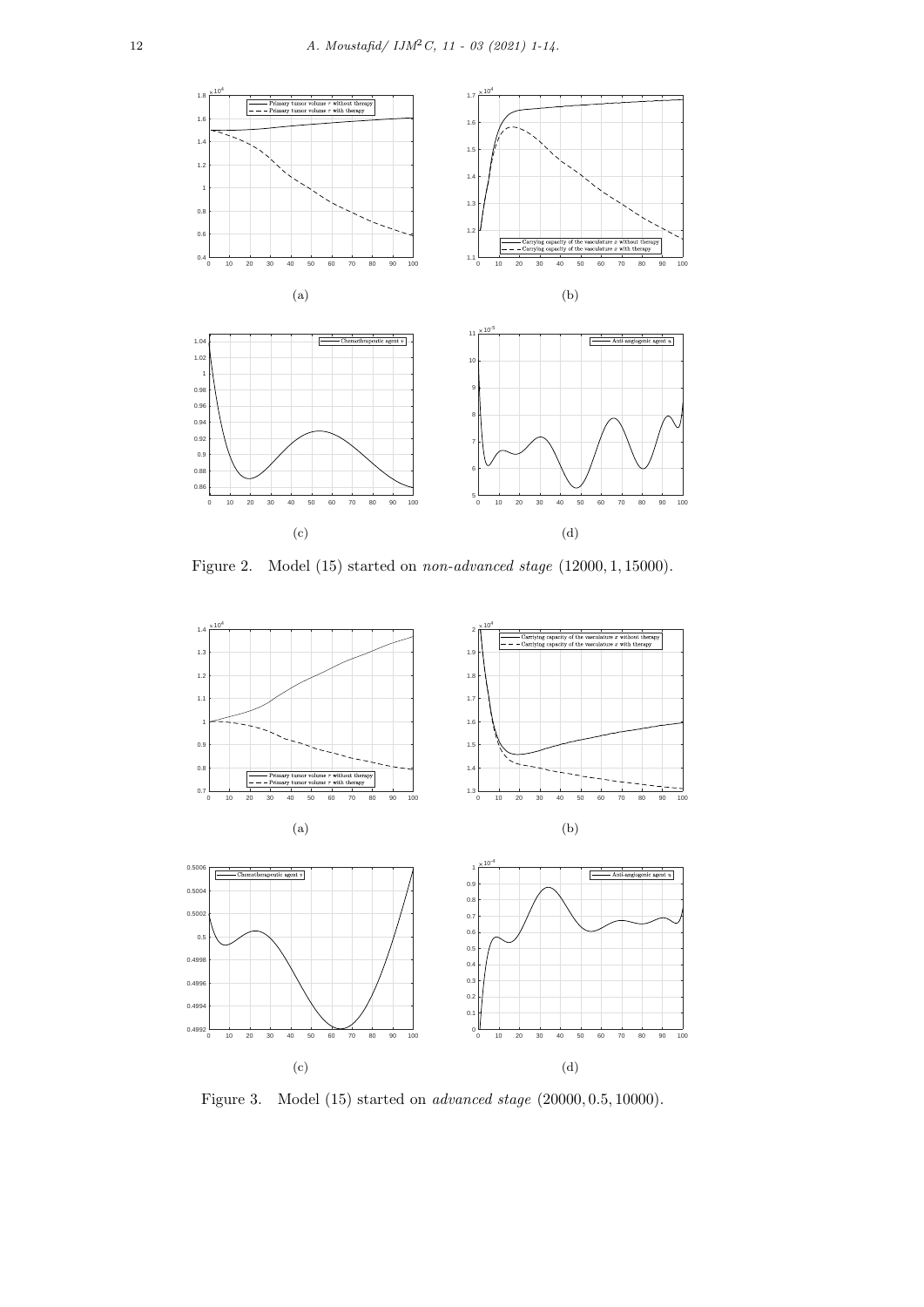(a)

(b)

(c)

(d)

Figure 2. Model (15) started on *non-advanced stage* $(12000, 1, 15000)$.

(a)

(b)

(c)

(d)

Figure 3. Model (15) started on *advanced stage* $(20000, 0.5, 10000)$.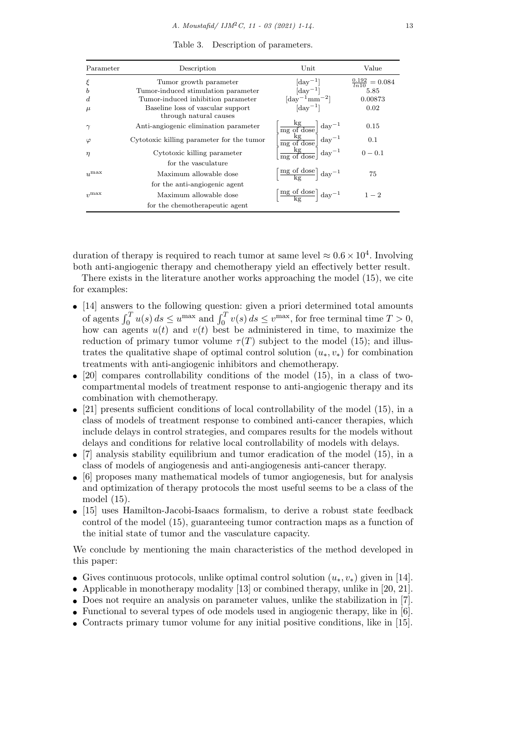Table 3. Description of parameters.

| Parameter | Description | Unit | Value |
|---|---|---|---|
| $\xi$ | Tumor growth parameter | $[\text{day}^{-1}]$ | $\frac{0.192}{ln10} = 0.084$ |
| $b$ | Tumor-induced stimulation parameter | $[\text{day}^{-1}]$ | 5.85 |
| $d$ | Tumor-induced inhibition parameter | $[\text{day}^{-1}\text{mm}^{-2}]$ | 0.00873 |
| $\mu$ | Baseline loss of vascular support through natural causes | $[\text{day}^{-1}]$ | 0.02 |
| $\gamma$ | Anti-angiogenic elimination parameter | $\left[\frac{\text{kg}}{\text{mg of dose}}\right] \text{day}^{-1}$ | 0.15 |
| $\varphi$ | Cytotoxic killing parameter for the tumor | $\left[\frac{\text{kg}}{\text{mg of dose}}\right] \text{day}^{-1}$ | 0.1 |
| $\eta$ | Cytotoxic killing parameter for the vasculature | $\left[\frac{\text{kg}}{\text{mg of dose}}\right] \text{day}^{-1}$ | $0 - 0.1$ |
| $u^{\max}$ | Maximum allowable dose for the anti-angiogenic agent | $\left[\frac{\text{mg of dose}}{\text{kg}}\right] \text{day}^{-1}$ | 75 |
| $v^{\max}$ | Maximum allowable dose for the chemotherapeutic agent | $\left[\frac{\text{mg of dose}}{\text{kg}}\right] \text{day}^{-1}$ | $1 - 2$ |

duration of therapy is required to reach tumor at same level $\approx 0.6 \times 10^4$. Involving both anti-angiogenic therapy and chemotherapy yield an effectively better result.

There exists in the literature another works approaching the model (15), we cite for examples:

- [14] answers to the following question: given a priori determined total amounts of agents $\int_0^T u(s)\,ds \leq u^{\max}$ and $\int_0^T v(s)\,ds \leq v^{\max}$, for free terminal time $T > 0$, how can agents $u(t)$ and $v(t)$ best be administered in time, to maximize the reduction of primary tumor volume $\tau(T)$ subject to the model (15); and illustrates the qualitative shape of optimal control solution $(u_*, v_*)$ for combination treatments with anti-angiogenic inhibitors and chemotherapy.
- [20] compares controllability conditions of the model (15), in a class of two-compartmental models of treatment response to anti-angiogenic therapy and its combination with chemotherapy.
- [21] presents sufficient conditions of local controllability of the model (15), in a class of models of treatment response to combined anti-cancer therapies, which include delays in control strategies, and compares results for the models without delays and conditions for relative local controllability of models with delays.
- [7] analysis stability equilibrium and tumor eradication of the model (15), in a class of models of angiogenesis and anti-angiogenesis anti-cancer therapy.
- [6] proposes many mathematical models of tumor angiogenesis, but for analysis and optimization of therapy protocols the most useful seems to be a class of the model (15).
- [15] uses Hamilton-Jacobi-Isaacs formalism, to derive a robust state feedback control of the model (15), guaranteeing tumor contraction maps as a function of the initial state of tumor and the vasculature capacity.

We conclude by mentioning the main characteristics of the method developed in this paper:

- Gives continuous protocols, unlike optimal control solution $(u_*, v_*)$ given in [14].
- Applicable in monotherapy modality [13] or combined therapy, unlike in [20, 21].
- Does not require an analysis on parameter values, unlike the stabilization in [7].
- Functional to several types of ode models used in angiogenic therapy, like in [6].
- Contracts primary tumor volume for any initial positive conditions, like in [15].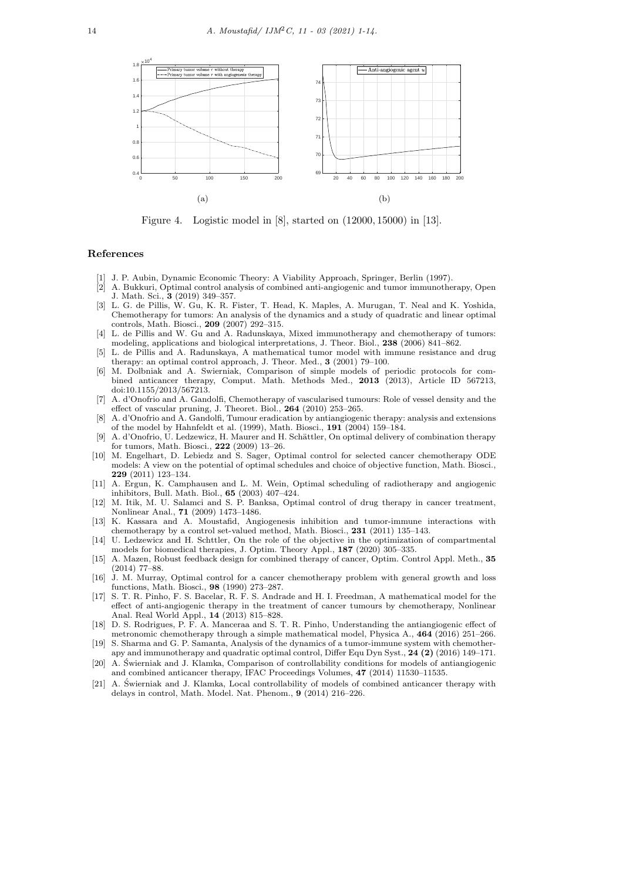$\times 10^4$

1.8

1.6

1.4

1.2

1

0.8

0.6

0.4

0 50 100 150 200

Primary tumor volume r without therapy

Primary tumor volume r with angiogenesis therapy

(a)

Anti-angiogenic agent u

74

73

72

71

70

69

20 40 60 80 100 120 140 160 180 200

(b)

Figure 4. Logistic model in [8], started on (12000, 15000) in [13].

## References

[1] J. P. Aubin, Dynamic Economic Theory: A Viability Approach, Springer, Berlin (1997).

[2] A. Bukkuri, Optimal control analysis of combined anti-angiogenic and tumor immunotherapy, Open J. Math. Sci., **3** (2019) 349–357.

[3] L. G. de Pillis, W. Gu, K. R. Fister, T. Head, K. Maples, A. Murugan, T. Neal and K. Yoshida, Chemotherapy for tumors: An analysis of the dynamics and a study of quadratic and linear optimal controls, Math. Biosci., **209** (2007) 292–315.

[4] L. de Pillis and W. Gu and A. Radunskaya, Mixed immunotherapy and chemotherapy of tumors: modeling, applications and biological interpretations, J. Theor. Biol., **238** (2006) 841–862.

[5] L. de Pillis and A. Radunskaya, A mathematical tumor model with immune resistance and drug therapy: an optimal control approach, J. Theor. Med., **3** (2001) 79–100.

[6] M. Dolbniak and A. Swierniak, Comparison of simple models of periodic protocols for combined anticancer therapy, Comput. Math. Methods Med., **2013** (2013), Article ID 567213, doi:10.1155/2013/567213.

[7] A. d'Onofrio and A. Gandolfi, Chemotherapy of vascularised tumours: Role of vessel density and the effect of vascular pruning, J. Theoret. Biol., **264** (2010) 253–265.

[8] A. d'Onofrio and A. Gandolfi, Tumour eradication by antiangiogenic therapy: analysis and extensions of the model by Hahnfeldt et al. (1999), Math. Biosci., **191** (2004) 159–184.

[9] A. d'Onofrio, U. Ledzewicz, H. Maurer and H. Schättler, On optimal delivery of combination therapy for tumors, Math. Biosci., **222** (2009) 13–26.

[10] M. Engelhart, D. Lebiedz and S. Sager, Optimal control for selected cancer chemotherapy ODE models: A view on the potential of optimal schedules and choice of objective function, Math. Biosci., **229** (2011) 123–134.

[11] A. Ergun, K. Camphausen and L. M. Wein, Optimal scheduling of radiotherapy and angiogenic inhibitors, Bull. Math. Biol., **65** (2003) 407–424.

[12] M. Itik, M. U. Salamci and S. P. Banksa, Optimal control of drug therapy in cancer treatment, Nonlinear Anal., **71** (2009) 1473–1486.

[13] K. Kassara and A. Moustafid, Angiogenesis inhibition and tumor-immune interactions with chemotherapy by a control set-valued method, Math. Biosci., **231** (2011) 135–143.

[14] U. Ledzewicz and H. Schttler, On the role of the objective in the optimization of compartmental models for biomedical therapies, J. Optim. Theory Appl., **187** (2020) 305–335.

[15] A. Mazen, Robust feedback design for combined therapy of cancer, Optim. Control Appl. Meth., **35** (2014) 77–88.

[16] J. M. Murray, Optimal control for a cancer chemotherapy problem with general growth and loss functions, Math. Biosci., **98** (1990) 273–287.

[17] S. T. R. Pinho, F. S. Bacelar, R. F. S. Andrade and H. I. Freedman, A mathematical model for the effect of anti-angiogenic therapy in the treatment of cancer tumours by chemotherapy, Nonlinear Anal. Real World Appl., **14** (2013) 815–828.

[18] D. S. Rodrigues, P. F. A. Manceraa and S. T. R. Pinho, Understanding the antiangiogenic effect of metronomic chemotherapy through a simple mathematical model, Physica A., **464** (2016) 251–266.

[19] S. Sharma and G. P. Samanta, Analysis of the dynamics of a tumor-immune system with chemotherapy and immunotherapy and quadratic optimal control, Differ Equ Dyn Syst., **24 (2)** (2016) 149–171.

[20] A. Świerniak and J. Klamka, Comparison of controllability conditions for models of antiangiogenic and combined anticancer therapy, IFAC Proceedings Volumes, **47** (2014) 11530–11535.

[21] A. Świerniak and J. Klamka, Local controllability of models of combined anticancer therapy with delays in control, Math. Model. Nat. Phenom., **9** (2014) 216–226.